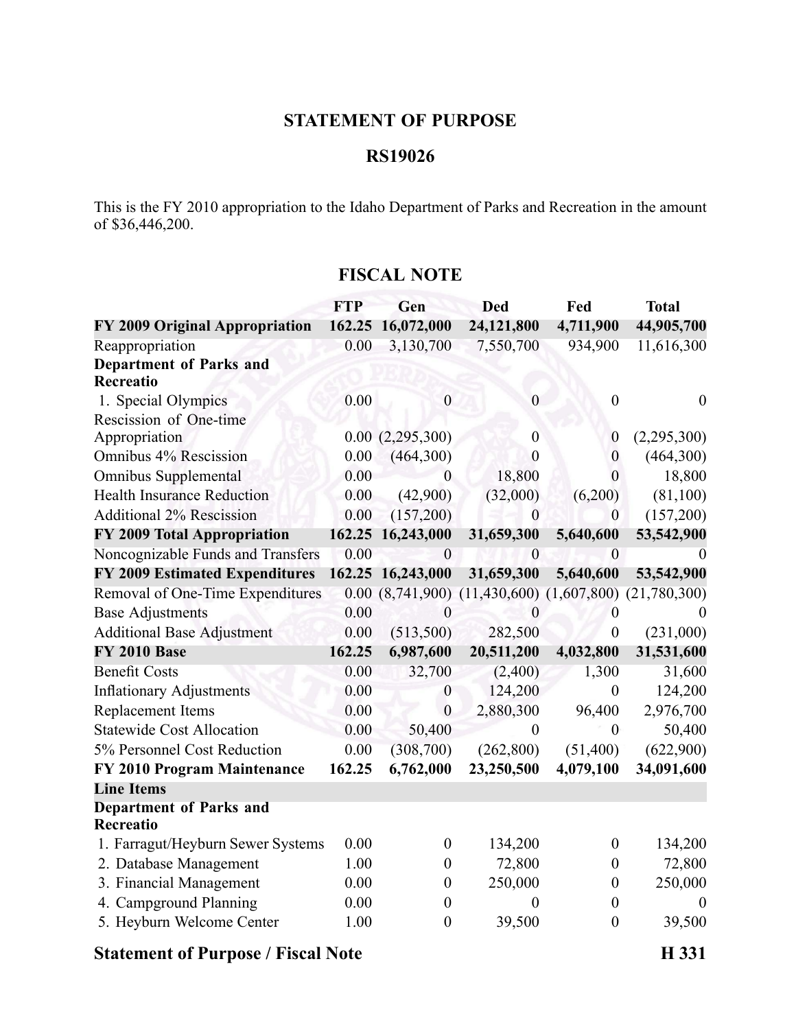## STATEMENT OF PURPOSE

## RS19026

This is the FY 2010 appropriation to the Idaho Department of Parks and Recreation in the amount of $36,446,200.

## FISCAL NOTE

| | FTP | Gen | Ded | Fed | Total |
|---|---|---|---|---|---|
| **FY 2009 Original Appropriation** | **162.25** | **16,072,000** | **24,121,800** | **4,711,900** | **44,905,700** |
| Reappropriation | 0.00 | 3,130,700 | 7,550,700 | 934,900 | 11,616,300 |
| **Department of Parks and Recreatio** | | | | | |
| 1. Special Olympics | 0.00 | 0 | 0 | 0 | 0 |
| Rescission of One-time Appropriation | 0.00 | (2,295,300) | 0 | 0 | (2,295,300) |
| Omnibus 4% Rescission | 0.00 | (464,300) | 0 | 0 | (464,300) |
| Omnibus Supplemental | 0.00 | 0 | 18,800 | 0 | 18,800 |
| Health Insurance Reduction | 0.00 | (42,900) | (32,000) | (6,200) | (81,100) |
| Additional 2% Rescission | 0.00 | (157,200) | 0 | 0 | (157,200) |
| **FY 2009 Total Appropriation** | **162.25** | **16,243,000** | **31,659,300** | **5,640,600** | **53,542,900** |
| Noncognizable Funds and Transfers | 0.00 | 0 | 0 | 0 | 0 |
| **FY 2009 Estimated Expenditures** | **162.25** | **16,243,000** | **31,659,300** | **5,640,600** | **53,542,900** |
| Removal of One-Time Expenditures | 0.00 | (8,741,900) | (11,430,600) | (1,607,800) | (21,780,300) |
| Base Adjustments | 0.00 | 0 | 0 | 0 | 0 |
| Additional Base Adjustment | 0.00 | (513,500) | 282,500 | 0 | (231,000) |
| **FY 2010 Base** | **162.25** | **6,987,600** | **20,511,200** | **4,032,800** | **31,531,600** |
| Benefit Costs | 0.00 | 32,700 | (2,400) | 1,300 | 31,600 |
| Inflationary Adjustments | 0.00 | 0 | 124,200 | 0 | 124,200 |
| Replacement Items | 0.00 | 0 | 2,880,300 | 96,400 | 2,976,700 |
| Statewide Cost Allocation | 0.00 | 50,400 | 0 | 0 | 50,400 |
| 5% Personnel Cost Reduction | 0.00 | (308,700) | (262,800) | (51,400) | (622,900) |
| **FY 2010 Program Maintenance** | **162.25** | **6,762,000** | **23,250,500** | **4,079,100** | **34,091,600** |
| **Line Items** | | | | | |
| **Department of Parks and Recreatio** | | | | | |
| 1. Farragut/Heyburn Sewer Systems | 0.00 | 0 | 134,200 | 0 | 134,200 |
| 2. Database Management | 1.00 | 0 | 72,800 | 0 | 72,800 |
| 3. Financial Management | 0.00 | 0 | 250,000 | 0 | 250,000 |
| 4. Campground Planning | 0.00 | 0 | 0 | 0 | 0 |
| 5. Heyburn Welcome Center | 1.00 | 0 | 39,500 | 0 | 39,500 |

**Statement of Purpose / Fiscal Note** **H 331**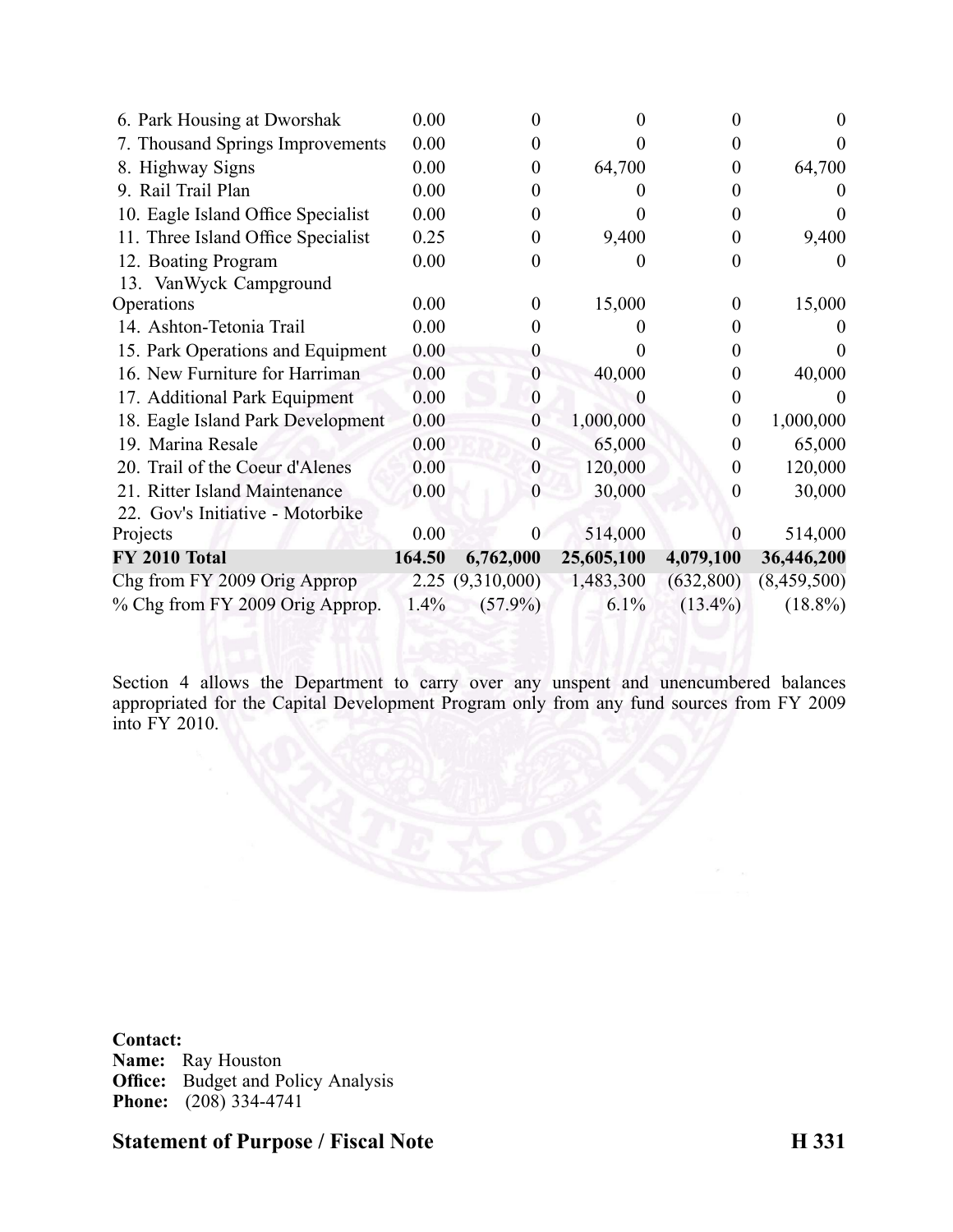| | | | | | |
|---|---|---|---|---|---|
| 6. Park Housing at Dworshak | 0.00 | 0 | 0 | 0 | 0 |
| 7. Thousand Springs Improvements | 0.00 | 0 | 0 | 0 | 0 |
| 8. Highway Signs | 0.00 | 0 | 64,700 | 0 | 64,700 |
| 9. Rail Trail Plan | 0.00 | 0 | 0 | 0 | 0 |
| 10. Eagle Island Office Specialist | 0.00 | 0 | 0 | 0 | 0 |
| 11. Three Island Office Specialist | 0.25 | 0 | 9,400 | 0 | 9,400 |
| 12. Boating Program | 0.00 | 0 | 0 | 0 | 0 |
| 13. VanWyck Campground Operations | 0.00 | 0 | 15,000 | 0 | 15,000 |
| 14. Ashton-Tetonia Trail | 0.00 | 0 | 0 | 0 | 0 |
| 15. Park Operations and Equipment | 0.00 | 0 | 0 | 0 | 0 |
| 16. New Furniture for Harriman | 0.00 | 0 | 40,000 | 0 | 40,000 |
| 17. Additional Park Equipment | 0.00 | 0 | 0 | 0 | 0 |
| 18. Eagle Island Park Development | 0.00 | 0 | 1,000,000 | 0 | 1,000,000 |
| 19. Marina Resale | 0.00 | 0 | 65,000 | 0 | 65,000 |
| 20. Trail of the Coeur d'Alenes | 0.00 | 0 | 120,000 | 0 | 120,000 |
| 21. Ritter Island Maintenance | 0.00 | 0 | 30,000 | 0 | 30,000 |
| 22. Gov's Initiative - Motorbike Projects | 0.00 | 0 | 514,000 | 0 | 514,000 |
| **FY 2010 Total** | **164.50** | **6,762,000** | **25,605,100** | **4,079,100** | **36,446,200** |
| Chg from FY 2009 Orig Approp | 2.25 | (9,310,000) | 1,483,300 | (632,800) | (8,459,500) |
| % Chg from FY 2009 Orig Approp. | 1.4% | (57.9%) | 6.1% | (13.4%) | (18.8%) |

Section 4 allows the Department to carry over any unspent and unencumbered balances appropriated for the Capital Development Program only from any fund sources from FY 2009 into FY 2010.

**Contact:**
**Name:** Ray Houston
**Office:** Budget and Policy Analysis
**Phone:** (208) 334-4741

**Statement of Purpose / Fiscal Note** **H 331**